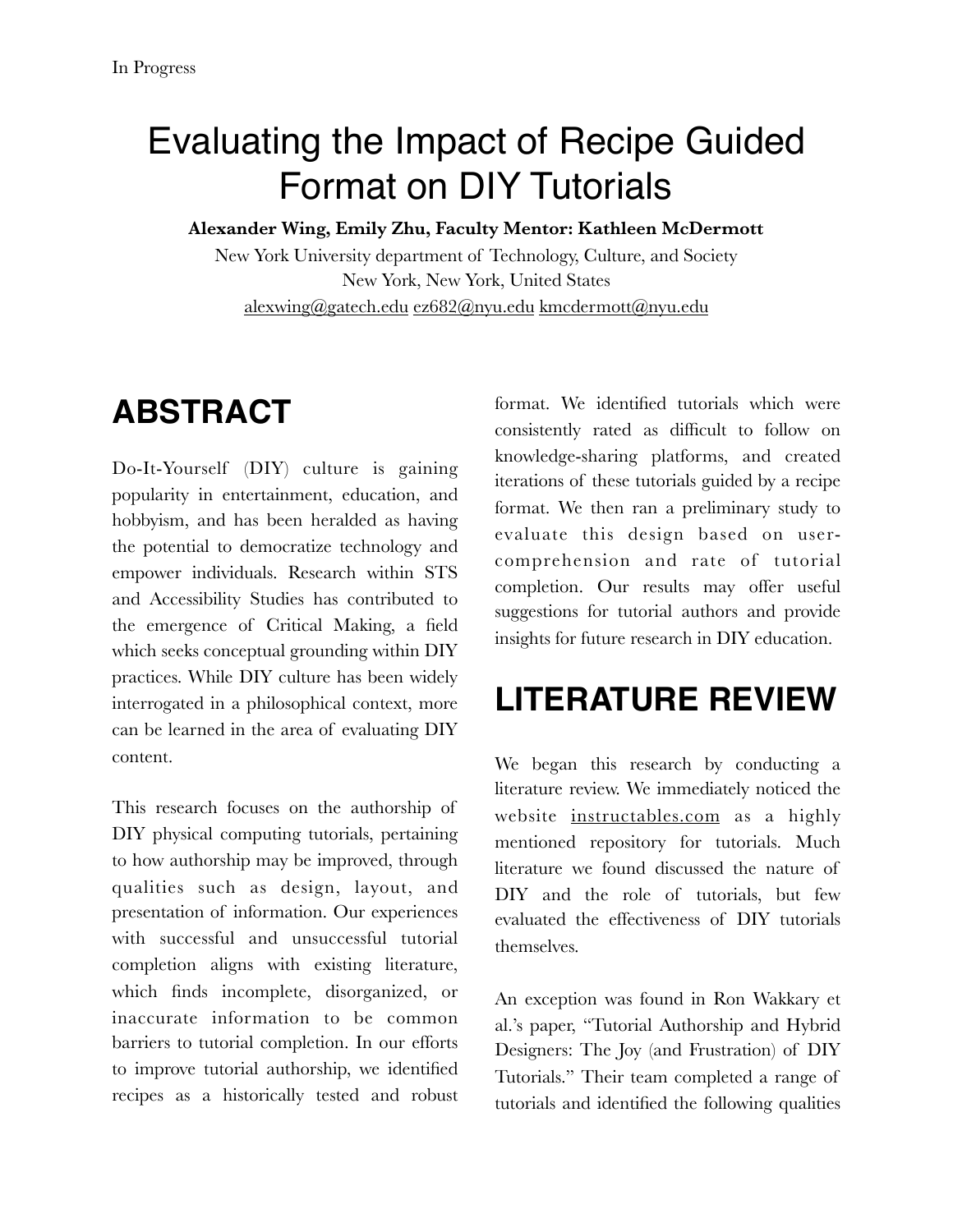In Progress

# Evaluating the Impact of Recipe Guided Format on DIY Tutorials

**Alexander Wing, Emily Zhu, Faculty Mentor: Kathleen McDermott**

New York University department of Technology, Culture, and Society
New York, New York, United States
alexwing@gatech.edu ez682@nyu.edu kmcdermott@nyu.edu

## ABSTRACT

Do-It-Yourself (DIY) culture is gaining popularity in entertainment, education, and hobbyism, and has been heralded as having the potential to democratize technology and empower individuals. Research within STS and Accessibility Studies has contributed to the emergence of Critical Making, a field which seeks conceptual grounding within DIY practices. While DIY culture has been widely interrogated in a philosophical context, more can be learned in the area of evaluating DIY content.

This research focuses on the authorship of DIY physical computing tutorials, pertaining to how authorship may be improved, through qualities such as design, layout, and presentation of information. Our experiences with successful and unsuccessful tutorial completion aligns with existing literature, which finds incomplete, disorganized, or inaccurate information to be common barriers to tutorial completion. In our efforts to improve tutorial authorship, we identified recipes as a historically tested and robust format. We identified tutorials which were consistently rated as difficult to follow on knowledge-sharing platforms, and created iterations of these tutorials guided by a recipe format. We then ran a preliminary study to evaluate this design based on user-comprehension and rate of tutorial completion. Our results may offer useful suggestions for tutorial authors and provide insights for future research in DIY education.

## LITERATURE REVIEW

We began this research by conducting a literature review. We immediately noticed the website instructables.com as a highly mentioned repository for tutorials. Much literature we found discussed the nature of DIY and the role of tutorials, but few evaluated the effectiveness of DIY tutorials themselves.

An exception was found in Ron Wakkary et al.'s paper, "Tutorial Authorship and Hybrid Designers: The Joy (and Frustration) of DIY Tutorials." Their team completed a range of tutorials and identified the following qualities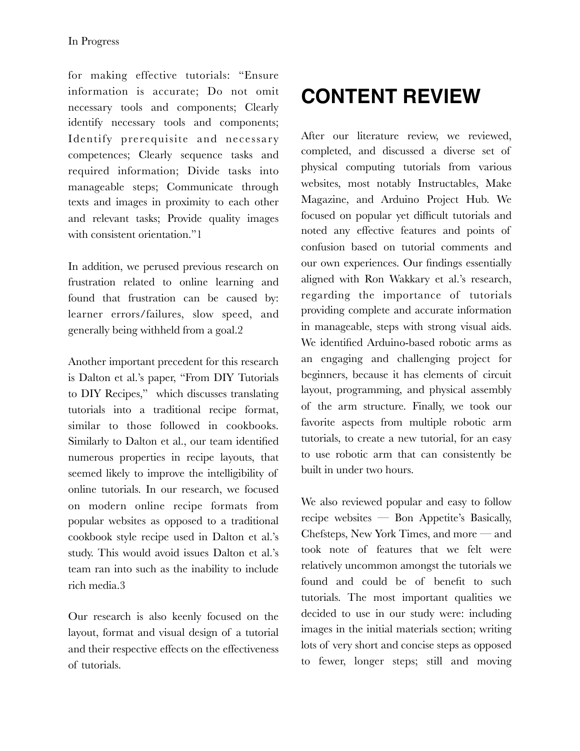for making effective tutorials: "Ensure information is accurate; Do not omit necessary tools and components; Clearly identify necessary tools and components; Identify prerequisite and necessary competences; Clearly sequence tasks and required information; Divide tasks into manageable steps; Communicate through texts and images in proximity to each other and relevant tasks; Provide quality images with consistent orientation."[1]

In addition, we perused previous research on frustration related to online learning and found that frustration can be caused by: learner errors/failures, slow speed, and generally being withheld from a goal.[2]

Another important precedent for this research is Dalton et al.'s paper, "From DIY Tutorials to DIY Recipes," which discusses translating tutorials into a traditional recipe format, similar to those followed in cookbooks. Similarly to Dalton et al., our team identified numerous properties in recipe layouts, that seemed likely to improve the intelligibility of online tutorials. In our research, we focused on modern online recipe formats from popular websites as opposed to a traditional cookbook style recipe used in Dalton et al.'s study. This would avoid issues Dalton et al.'s team ran into such as the inability to include rich media.[3]

Our research is also keenly focused on the layout, format and visual design of a tutorial and their respective effects on the effectiveness of tutorials.

# CONTENT REVIEW

After our literature review, we reviewed, completed, and discussed a diverse set of physical computing tutorials from various websites, most notably Instructables, Make Magazine, and Arduino Project Hub. We focused on popular yet difficult tutorials and noted any effective features and points of confusion based on tutorial comments and our own experiences. Our findings essentially aligned with Ron Wakkary et al.'s research, regarding the importance of tutorials providing complete and accurate information in manageable, steps with strong visual aids. We identified Arduino-based robotic arms as an engaging and challenging project for beginners, because it has elements of circuit layout, programming, and physical assembly of the arm structure. Finally, we took our favorite aspects from multiple robotic arm tutorials, to create a new tutorial, for an easy to use robotic arm that can consistently be built in under two hours.

We also reviewed popular and easy to follow recipe websites — Bon Appetite's Basically, Chefsteps, New York Times, and more — and took note of features that we felt were relatively uncommon amongst the tutorials we found and could be of benefit to such tutorials. The most important qualities we decided to use in our study were: including images in the initial materials section; writing lots of very short and concise steps as opposed to fewer, longer steps; still and moving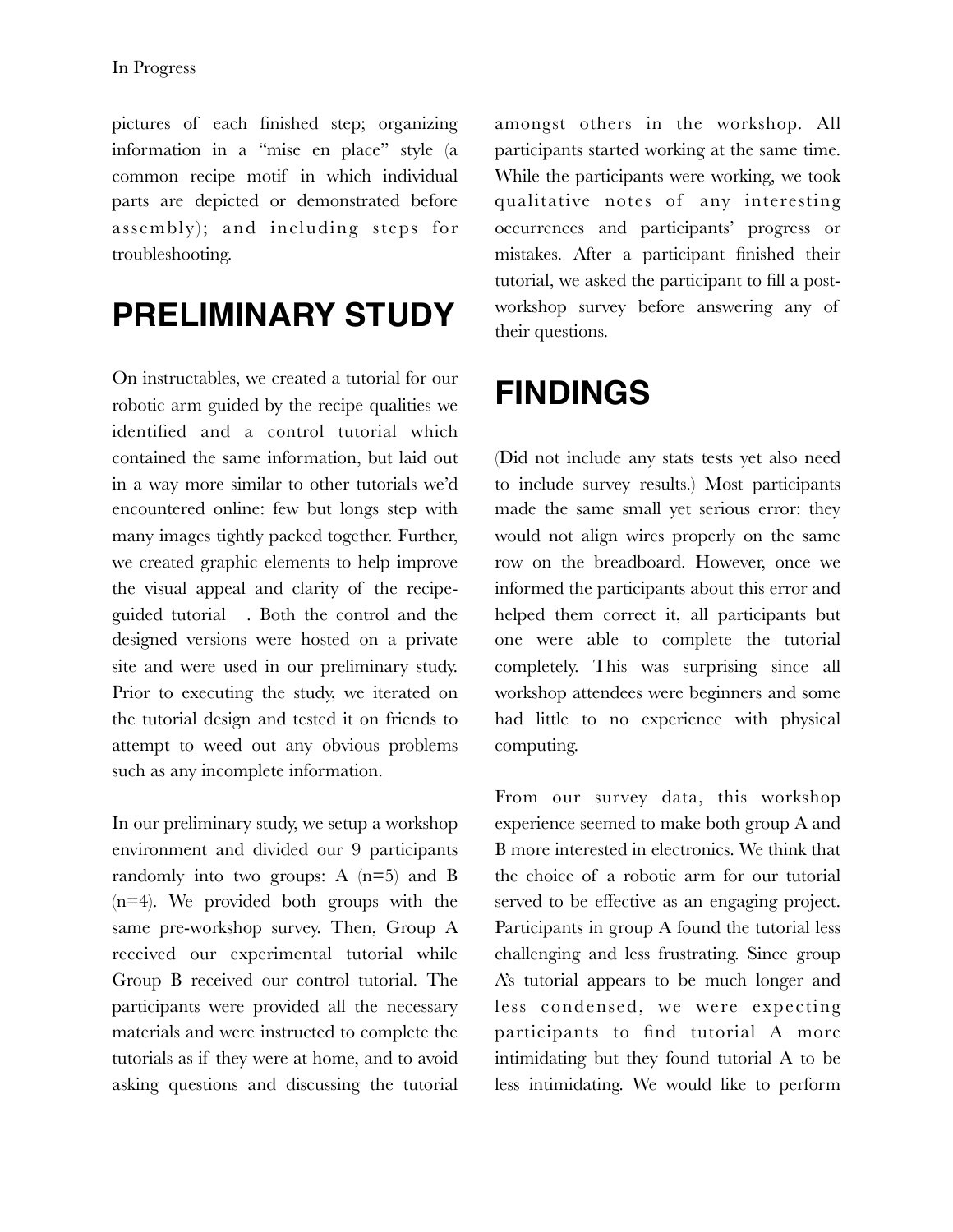pictures of each finished step; organizing information in a "mise en place" style (a common recipe motif in which individual parts are depicted or demonstrated before assembly); and including steps for troubleshooting.

# PRELIMINARY STUDY

On instructables, we created a tutorial for our robotic arm guided by the recipe qualities we identified and a control tutorial which contained the same information, but laid out in a way more similar to other tutorials we'd encountered online: few but longs step with many images tightly packed together. Further, we created graphic elements to help improve the visual appeal and clarity of the recipe-guided tutorial . Both the control and the designed versions were hosted on a private site and were used in our preliminary study. Prior to executing the study, we iterated on the tutorial design and tested it on friends to attempt to weed out any obvious problems such as any incomplete information.

In our preliminary study, we setup a workshop environment and divided our 9 participants randomly into two groups: A (n=5) and B (n=4). We provided both groups with the same pre-workshop survey. Then, Group A received our experimental tutorial while Group B received our control tutorial. The participants were provided all the necessary materials and were instructed to complete the tutorials as if they were at home, and to avoid asking questions and discussing the tutorial amongst others in the workshop. All participants started working at the same time. While the participants were working, we took qualitative notes of any interesting occurrences and participants' progress or mistakes. After a participant finished their tutorial, we asked the participant to fill a post-workshop survey before answering any of their questions.

# FINDINGS

(Did not include any stats tests yet also need to include survey results.) Most participants made the same small yet serious error: they would not align wires properly on the same row on the breadboard. However, once we informed the participants about this error and helped them correct it, all participants but one were able to complete the tutorial completely. This was surprising since all workshop attendees were beginners and some had little to no experience with physical computing.

From our survey data, this workshop experience seemed to make both group A and B more interested in electronics. We think that the choice of a robotic arm for our tutorial served to be effective as an engaging project. Participants in group A found the tutorial less challenging and less frustrating. Since group A's tutorial appears to be much longer and less condensed, we were expecting participants to find tutorial A more intimidating but they found tutorial A to be less intimidating. We would like to perform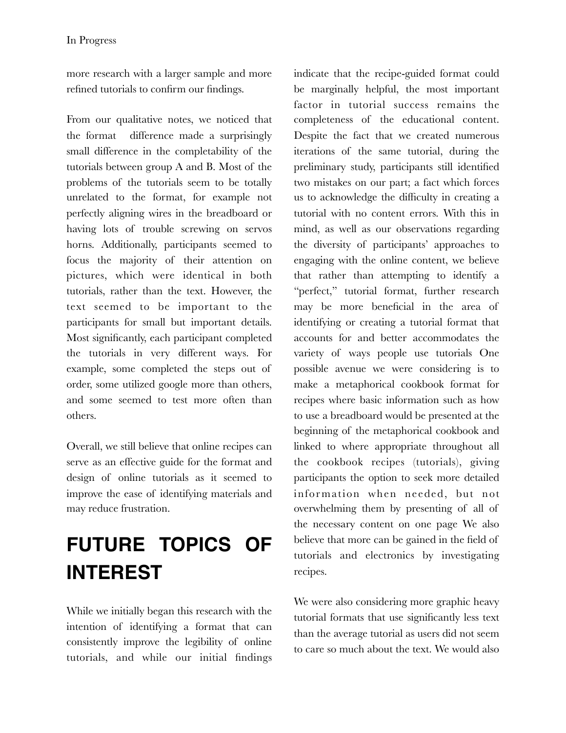more research with a larger sample and more refined tutorials to confirm our findings.

From our qualitative notes, we noticed that the format difference made a surprisingly small difference in the completability of the tutorials between group A and B. Most of the problems of the tutorials seem to be totally unrelated to the format, for example not perfectly aligning wires in the breadboard or having lots of trouble screwing on servos horns. Additionally, participants seemed to focus the majority of their attention on pictures, which were identical in both tutorials, rather than the text. However, the text seemed to be important to the participants for small but important details. Most significantly, each participant completed the tutorials in very different ways. For example, some completed the steps out of order, some utilized google more than others, and some seemed to test more often than others.

Overall, we still believe that online recipes can serve as an effective guide for the format and design of online tutorials as it seemed to improve the ease of identifying materials and may reduce frustration.

# FUTURE TOPICS OF INTEREST

While we initially began this research with the intention of identifying a format that can consistently improve the legibility of online tutorials, and while our initial findings indicate that the recipe-guided format could be marginally helpful, the most important factor in tutorial success remains the completeness of the educational content. Despite the fact that we created numerous iterations of the same tutorial, during the preliminary study, participants still identified two mistakes on our part; a fact which forces us to acknowledge the difficulty in creating a tutorial with no content errors. With this in mind, as well as our observations regarding the diversity of participants' approaches to engaging with the online content, we believe that rather than attempting to identify a "perfect," tutorial format, further research may be more beneficial in the area of identifying or creating a tutorial format that accounts for and better accommodates the variety of ways people use tutorials One possible avenue we were considering is to make a metaphorical cookbook format for recipes where basic information such as how to use a breadboard would be presented at the beginning of the metaphorical cookbook and linked to where appropriate throughout all the cookbook recipes (tutorials), giving participants the option to seek more detailed information when needed, but not overwhelming them by presenting of all of the necessary content on one page We also believe that more can be gained in the field of tutorials and electronics by investigating recipes.

We were also considering more graphic heavy tutorial formats that use significantly less text than the average tutorial as users did not seem to care so much about the text. We would also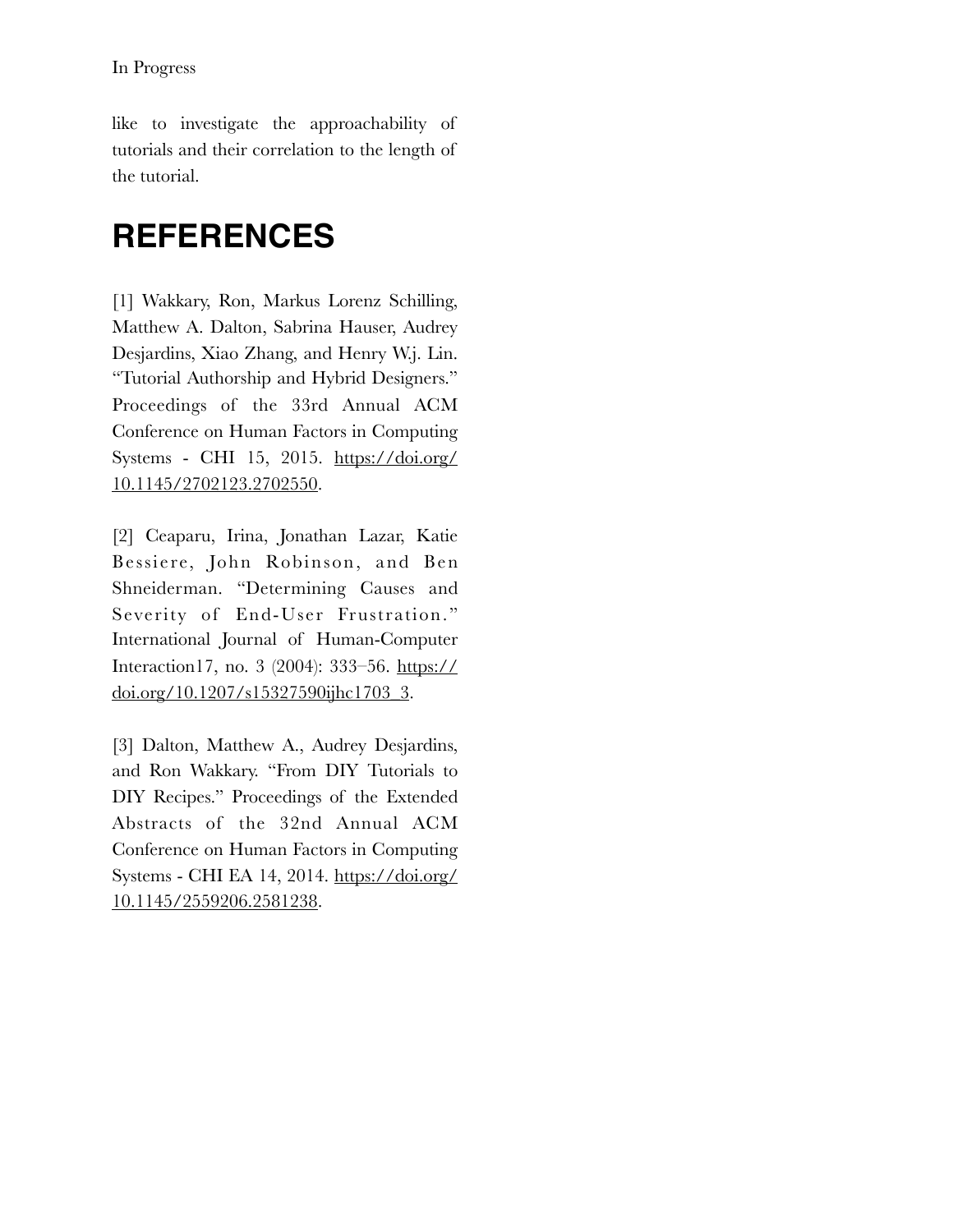like to investigate the approachability of tutorials and their correlation to the length of the tutorial.

# REFERENCES

[1] Wakkary, Ron, Markus Lorenz Schilling, Matthew A. Dalton, Sabrina Hauser, Audrey Desjardins, Xiao Zhang, and Henry W.j. Lin. "Tutorial Authorship and Hybrid Designers." Proceedings of the 33rd Annual ACM Conference on Human Factors in Computing Systems - CHI 15, 2015. https://doi.org/10.1145/2702123.2702550.

[2] Ceaparu, Irina, Jonathan Lazar, Katie Bessiere, John Robinson, and Ben Shneiderman. "Determining Causes and Severity of End-User Frustration." International Journal of Human-Computer Interaction17, no. 3 (2004): 333–56. https://doi.org/10.1207/s15327590ijhc1703_3.

[3] Dalton, Matthew A., Audrey Desjardins, and Ron Wakkary. "From DIY Tutorials to DIY Recipes." Proceedings of the Extended Abstracts of the 32nd Annual ACM Conference on Human Factors in Computing Systems - CHI EA 14, 2014. https://doi.org/10.1145/2559206.2581238.